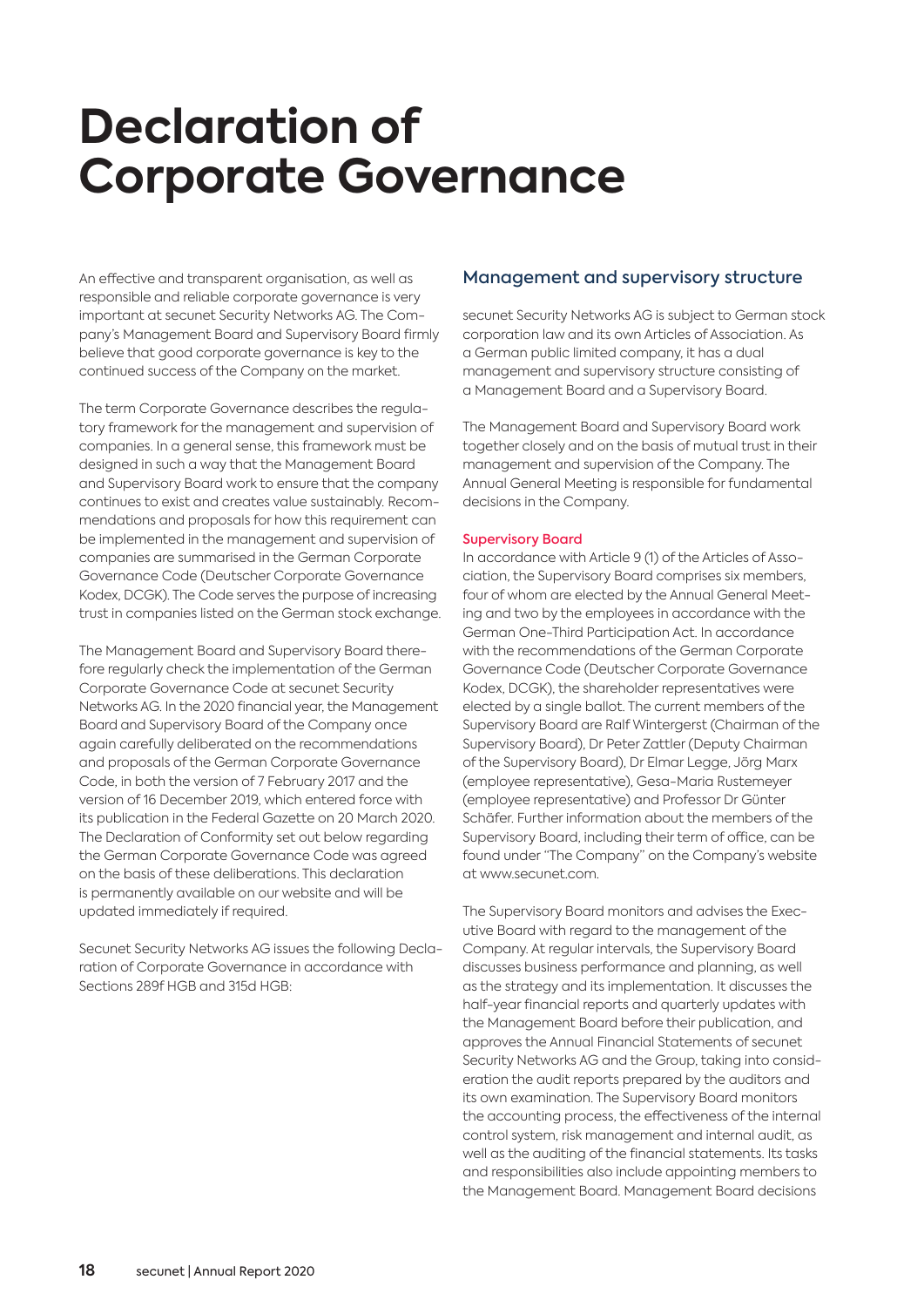# Declaration of Corporate Governance

An effective and transparent organisation, as well as responsible and reliable corporate governance is very important at secunet Security Networks AG. The Company's Management Board and Supervisory Board firmly believe that good corporate governance is key to the continued success of the Company on the market.

The term Corporate Governance describes the regulatory framework for the management and supervision of companies. In a general sense, this framework must be designed in such a way that the Management Board and Supervisory Board work to ensure that the company continues to exist and creates value sustainably. Recommendations and proposals for how this requirement can be implemented in the management and supervision of companies are summarised in the German Corporate Governance Code (Deutscher Corporate Governance Kodex, DCGK). The Code serves the purpose of increasing trust in companies listed on the German stock exchange.

The Management Board and Supervisory Board therefore regularly check the implementation of the German Corporate Governance Code at secunet Security Networks AG. In the 2020 financial year, the Management Board and Supervisory Board of the Company once again carefully deliberated on the recommendations and proposals of the German Corporate Governance Code, in both the version of 7 February 2017 and the version of 16 December 2019, which entered force with its publication in the Federal Gazette on 20 March 2020. The Declaration of Conformity set out below regarding the German Corporate Governance Code was agreed on the basis of these deliberations. This declaration is permanently available on our website and will be updated immediately if required.

Secunet Security Networks AG issues the following Declaration of Corporate Governance in accordance with Sections 289f HGB and 315d HGB:

## Management and supervisory structure

secunet Security Networks AG is subject to German stock corporation law and its own Articles of Association. As a German public limited company, it has a dual management and supervisory structure consisting of a Management Board and a Supervisory Board.

The Management Board and Supervisory Board work together closely and on the basis of mutual trust in their management and supervision of the Company. The Annual General Meeting is responsible for fundamental decisions in the Company.

### Supervisory Board

In accordance with Article 9 (1) of the Articles of Association, the Supervisory Board comprises six members, four of whom are elected by the Annual General Meeting and two by the employees in accordance with the German One-Third Participation Act. In accordance with the recommendations of the German Corporate Governance Code (Deutscher Corporate Governance Kodex, DCGK), the shareholder representatives were elected by a single ballot. The current members of the Supervisory Board are Ralf Wintergerst (Chairman of the Supervisory Board), Dr Peter Zattler (Deputy Chairman of the Supervisory Board), Dr Elmar Legge, Jörg Marx (employee representative), Gesa-Maria Rustemeyer (employee representative) and Professor Dr Günter Schäfer. Further information about the members of the Supervisory Board, including their term of office, can be found under "The Company" on the Company's website at www.secunet.com.

The Supervisory Board monitors and advises the Executive Board with regard to the management of the Company. At regular intervals, the Supervisory Board discusses business performance and planning, as well as the strategy and its implementation. It discusses the half-year financial reports and quarterly updates with the Management Board before their publication, and approves the Annual Financial Statements of secunet Security Networks AG and the Group, taking into consideration the audit reports prepared by the auditors and its own examination. The Supervisory Board monitors the accounting process, the effectiveness of the internal control system, risk management and internal audit, as well as the auditing of the financial statements. Its tasks and responsibilities also include appointing members to the Management Board. Management Board decisions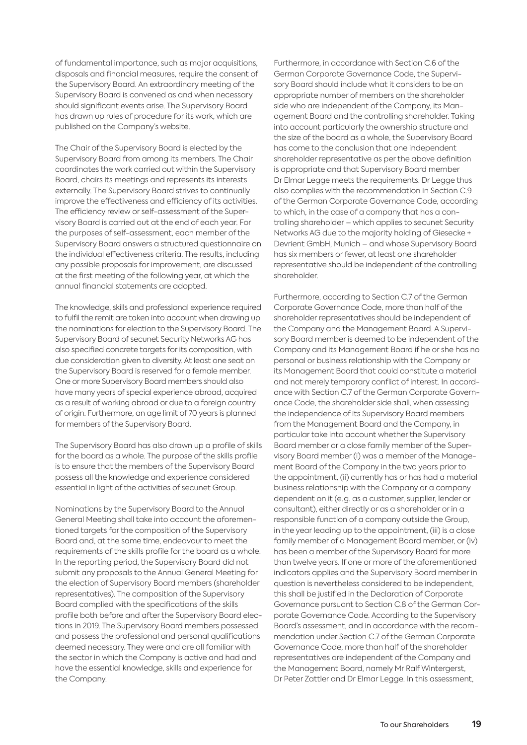of fundamental importance, such as major acquisitions, disposals and financial measures, require the consent of the Supervisory Board. An extraordinary meeting of the Supervisory Board is convened as and when necessary should significant events arise. The Supervisory Board has drawn up rules of procedure for its work, which are published on the Company's website.

The Chair of the Supervisory Board is elected by the Supervisory Board from among its members. The Chair coordinates the work carried out within the Supervisory Board, chairs its meetings and represents its interests externally. The Supervisory Board strives to continually improve the effectiveness and efficiency of its activities. The efficiency review or self-assessment of the Supervisory Board is carried out at the end of each year. For the purposes of self-assessment, each member of the Supervisory Board answers a structured questionnaire on the individual effectiveness criteria. The results, including any possible proposals for improvement, are discussed at the first meeting of the following year, at which the annual financial statements are adopted.

The knowledge, skills and professional experience required to fulfil the remit are taken into account when drawing up the nominations for election to the Supervisory Board. The Supervisory Board of secunet Security Networks AG has also specified concrete targets for its composition, with due consideration given to diversity. At least one seat on the Supervisory Board is reserved for a female member. One or more Supervisory Board members should also have many years of special experience abroad, acquired as a result of working abroad or due to a foreign country of origin. Furthermore, an age limit of 70 years is planned for members of the Supervisory Board.

The Supervisory Board has also drawn up a profile of skills for the board as a whole. The purpose of the skills profile is to ensure that the members of the Supervisory Board possess all the knowledge and experience considered essential in light of the activities of secunet Group.

Nominations by the Supervisory Board to the Annual General Meeting shall take into account the aforementioned targets for the composition of the Supervisory Board and, at the same time, endeavour to meet the requirements of the skills profile for the board as a whole. In the reporting period, the Supervisory Board did not submit any proposals to the Annual General Meeting for the election of Supervisory Board members (shareholder representatives). The composition of the Supervisory Board complied with the specifications of the skills profile both before and after the Supervisory Board elections in 2019. The Supervisory Board members possessed and possess the professional and personal qualifications deemed necessary. They were and are all familiar with the sector in which the Company is active and had and have the essential knowledge, skills and experience for the Company.

Furthermore, in accordance with Section C.6 of the German Corporate Governance Code, the Supervisory Board should include what it considers to be an appropriate number of members on the shareholder side who are independent of the Company, its Management Board and the controlling shareholder. Taking into account particularly the ownership structure and the size of the board as a whole, the Supervisory Board has come to the conclusion that one independent shareholder representative as per the above definition is appropriate and that Supervisory Board member Dr Elmar Legge meets the requirements. Dr Legge thus also complies with the recommendation in Section C.9 of the German Corporate Governance Code, according to which, in the case of a company that has a controlling shareholder – which applies to secunet Security Networks AG due to the majority holding of Giesecke + Devrient GmbH, Munich – and whose Supervisory Board has six members or fewer, at least one shareholder representative should be independent of the controlling shareholder.

Furthermore, according to Section C.7 of the German Corporate Governance Code, more than half of the shareholder representatives should be independent of the Company and the Management Board. A Supervisory Board member is deemed to be independent of the Company and its Management Board if he or she has no personal or business relationship with the Company or its Management Board that could constitute a material and not merely temporary conflict of interest. In accordance with Section C.7 of the German Corporate Governance Code, the shareholder side shall, when assessing the independence of its Supervisory Board members from the Management Board and the Company, in particular take into account whether the Supervisory Board member or a close family member of the Supervisory Board member (i) was a member of the Management Board of the Company in the two years prior to the appointment, (ii) currently has or has had a material business relationship with the Company or a company dependent on it (e.g. as a customer, supplier, lender or consultant), either directly or as a shareholder or in a responsible function of a company outside the Group, in the year leading up to the appointment, (iii) is a close family member of a Management Board member, or (iv) has been a member of the Supervisory Board for more than twelve years. If one or more of the aforementioned indicators applies and the Supervisory Board member in question is nevertheless considered to be independent, this shall be justified in the Declaration of Corporate Governance pursuant to Section C.8 of the German Corporate Governance Code. According to the Supervisory Board's assessment, and in accordance with the recommendation under Section C.7 of the German Corporate Governance Code, more than half of the shareholder representatives are independent of the Company and the Management Board, namely Mr Ralf Wintergerst, Dr Peter Zattler and Dr Elmar Legge. In this assessment,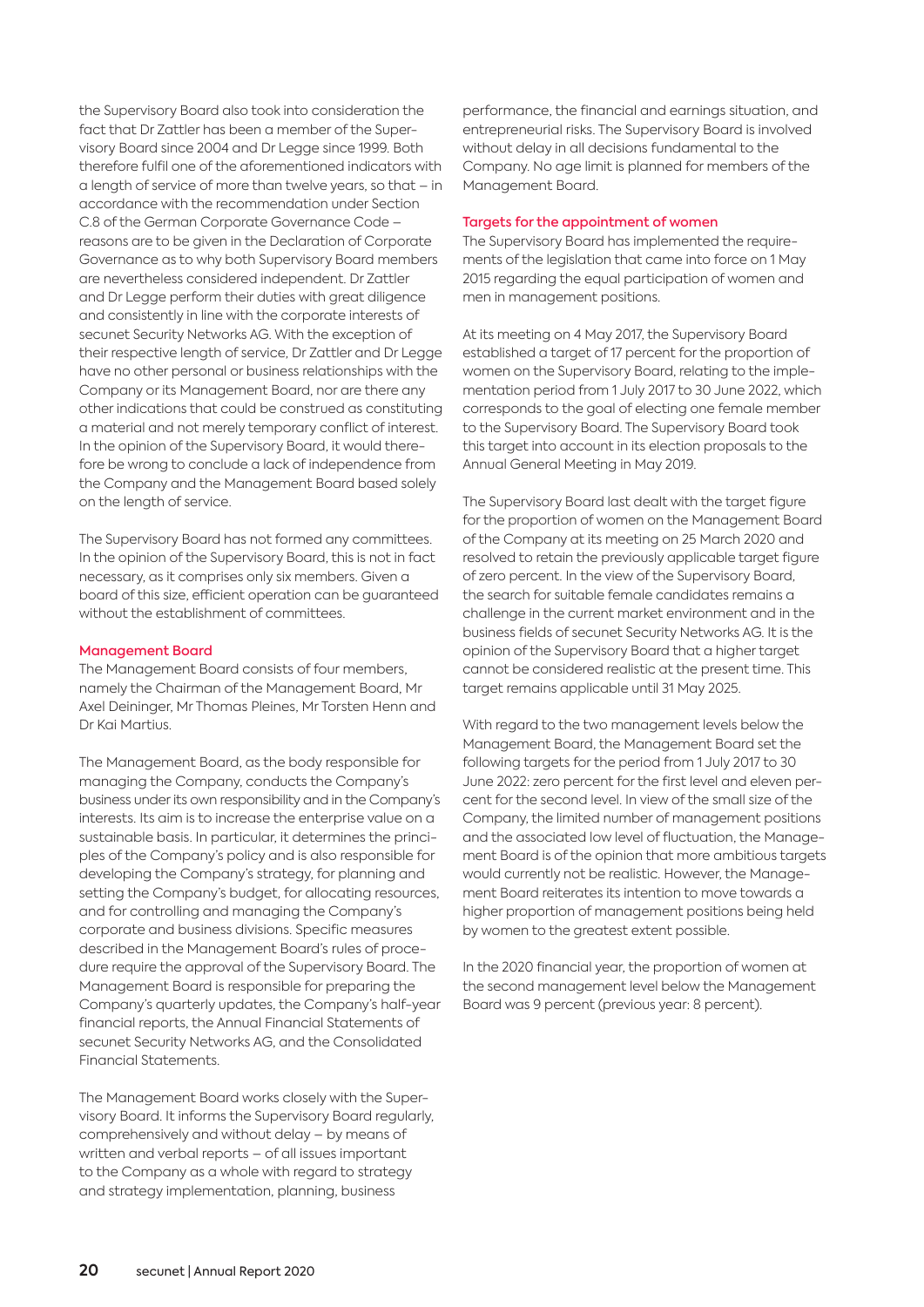the Supervisory Board also took into consideration the fact that Dr Zattler has been a member of the Supervisory Board since 2004 and Dr Legge since 1999. Both therefore fulfil one of the aforementioned indicators with a length of service of more than twelve years, so that – in accordance with the recommendation under Section C.8 of the German Corporate Governance Code – reasons are to be given in the Declaration of Corporate Governance as to why both Supervisory Board members are nevertheless considered independent. Dr Zattler and Dr Legge perform their duties with great diligence and consistently in line with the corporate interests of secunet Security Networks AG. With the exception of their respective length of service, Dr Zattler and Dr Legge have no other personal or business relationships with the Company or its Management Board, nor are there any other indications that could be construed as constituting a material and not merely temporary conflict of interest. In the opinion of the Supervisory Board, it would therefore be wrong to conclude a lack of independence from the Company and the Management Board based solely on the length of service.

The Supervisory Board has not formed any committees. In the opinion of the Supervisory Board, this is not in fact necessary, as it comprises only six members. Given a board of this size, efficient operation can be guaranteed without the establishment of committees.

### Management Board

The Management Board consists of four members, namely the Chairman of the Management Board, Mr Axel Deininger, Mr Thomas Pleines, Mr Torsten Henn and Dr Kai Martius.

The Management Board, as the body responsible for managing the Company, conducts the Company's business under its own responsibility and in the Company's interests. Its aim is to increase the enterprise value on a sustainable basis. In particular, it determines the principles of the Company's policy and is also responsible for developing the Company's strategy, for planning and setting the Company's budget, for allocating resources, and for controlling and managing the Company's corporate and business divisions. Specific measures described in the Management Board's rules of procedure require the approval of the Supervisory Board. The Management Board is responsible for preparing the Company's quarterly updates, the Company's half-year financial reports, the Annual Financial Statements of secunet Security Networks AG, and the Consolidated Financial Statements.

The Management Board works closely with the Supervisory Board. It informs the Supervisory Board regularly, comprehensively and without delay – by means of written and verbal reports – of all issues important to the Company as a whole with regard to strategy and strategy implementation, planning, business performance, the financial and earnings situation, and entrepreneurial risks. The Supervisory Board is involved without delay in all decisions fundamental to the Company. No age limit is planned for members of the Management Board.

### Targets for the appointment of women

The Supervisory Board has implemented the requirements of the legislation that came into force on 1 May 2015 regarding the equal participation of women and men in management positions.

At its meeting on 4 May 2017, the Supervisory Board established a target of 17 percent for the proportion of women on the Supervisory Board, relating to the implementation period from 1 July 2017 to 30 June 2022, which corresponds to the goal of electing one female member to the Supervisory Board. The Supervisory Board took this target into account in its election proposals to the Annual General Meeting in May 2019.

The Supervisory Board last dealt with the target figure for the proportion of women on the Management Board of the Company at its meeting on 25 March 2020 and resolved to retain the previously applicable target figure of zero percent. In the view of the Supervisory Board, the search for suitable female candidates remains a challenge in the current market environment and in the business fields of secunet Security Networks AG. It is the opinion of the Supervisory Board that a higher target cannot be considered realistic at the present time. This target remains applicable until 31 May 2025.

With regard to the two management levels below the Management Board, the Management Board set the following targets for the period from 1 July 2017 to 30 June 2022: zero percent for the first level and eleven percent for the second level. In view of the small size of the Company, the limited number of management positions and the associated low level of fluctuation, the Management Board is of the opinion that more ambitious targets would currently not be realistic. However, the Management Board reiterates its intention to move towards a higher proportion of management positions being held by women to the greatest extent possible.

In the 2020 financial year, the proportion of women at the second management level below the Management Board was 9 percent (previous year: 8 percent).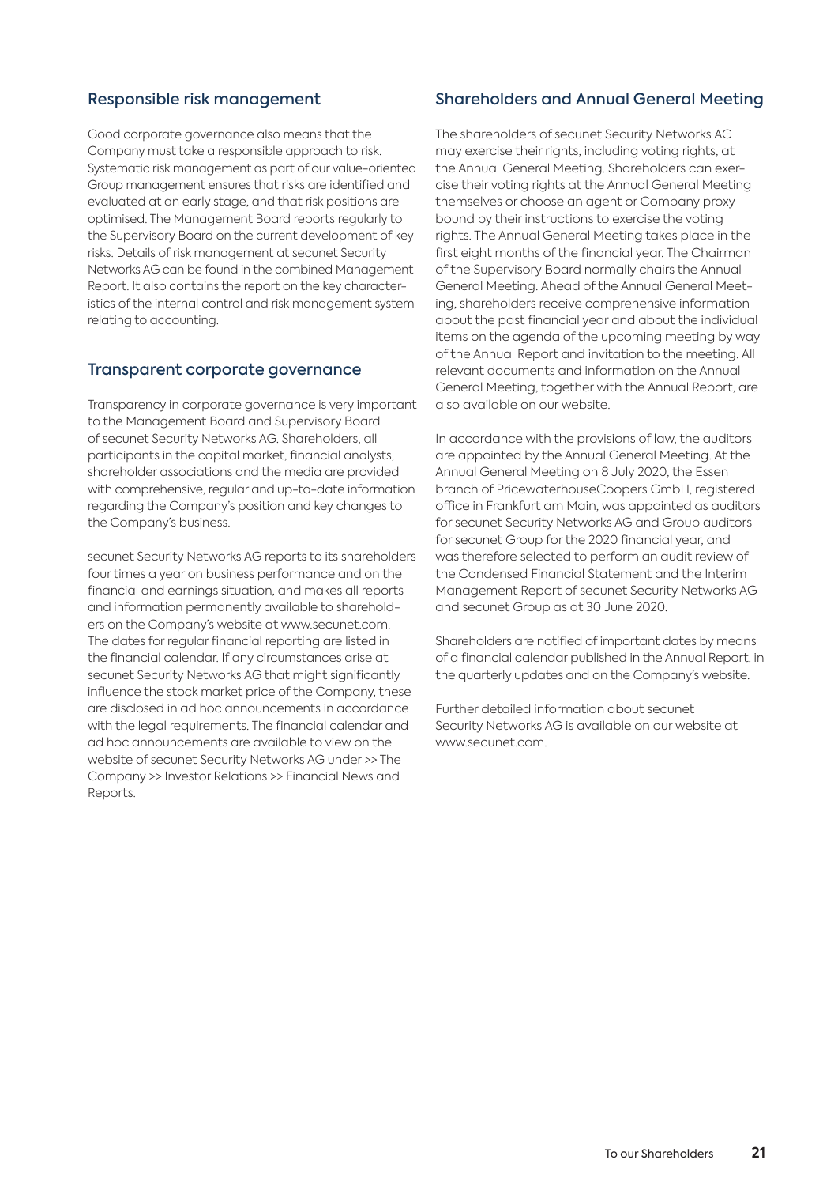## Responsible risk management

Good corporate governance also means that the Company must take a responsible approach to risk. Systematic risk management as part of our value-oriented Group management ensures that risks are identified and evaluated at an early stage, and that risk positions are optimised. The Management Board reports regularly to the Supervisory Board on the current development of key risks. Details of risk management at secunet Security Networks AG can be found in the combined Management Report. It also contains the report on the key characteristics of the internal control and risk management system relating to accounting.

## Transparent corporate governance

Transparency in corporate governance is very important to the Management Board and Supervisory Board of secunet Security Networks AG. Shareholders, all participants in the capital market, financial analysts, shareholder associations and the media are provided with comprehensive, regular and up-to-date information regarding the Company's position and key changes to the Company's business.

secunet Security Networks AG reports to its shareholders four times a year on business performance and on the financial and earnings situation, and makes all reports and information permanently available to shareholders on the Company's website at www.secunet.com. The dates for regular financial reporting are listed in the financial calendar. If any circumstances arise at secunet Security Networks AG that might significantly influence the stock market price of the Company, these are disclosed in ad hoc announcements in accordance with the legal requirements. The financial calendar and ad hoc announcements are available to view on the website of secunet Security Networks AG under >> The Company >> Investor Relations >> Financial News and Reports.

## Shareholders and Annual General Meeting

The shareholders of secunet Security Networks AG may exercise their rights, including voting rights, at the Annual General Meeting. Shareholders can exercise their voting rights at the Annual General Meeting themselves or choose an agent or Company proxy bound by their instructions to exercise the voting rights. The Annual General Meeting takes place in the first eight months of the financial year. The Chairman of the Supervisory Board normally chairs the Annual General Meeting. Ahead of the Annual General Meeting, shareholders receive comprehensive information about the past financial year and about the individual items on the agenda of the upcoming meeting by way of the Annual Report and invitation to the meeting. All relevant documents and information on the Annual General Meeting, together with the Annual Report, are also available on our website.

In accordance with the provisions of law, the auditors are appointed by the Annual General Meeting. At the Annual General Meeting on 8 July 2020, the Essen branch of PricewaterhouseCoopers GmbH, registered office in Frankfurt am Main, was appointed as auditors for secunet Security Networks AG and Group auditors for secunet Group for the 2020 financial year, and was therefore selected to perform an audit review of the Condensed Financial Statement and the Interim Management Report of secunet Security Networks AG and secunet Group as at 30 June 2020.

Shareholders are notified of important dates by means of a financial calendar published in the Annual Report, in the quarterly updates and on the Company's website.

Further detailed information about secunet Security Networks AG is available on our website at www.secunet.com.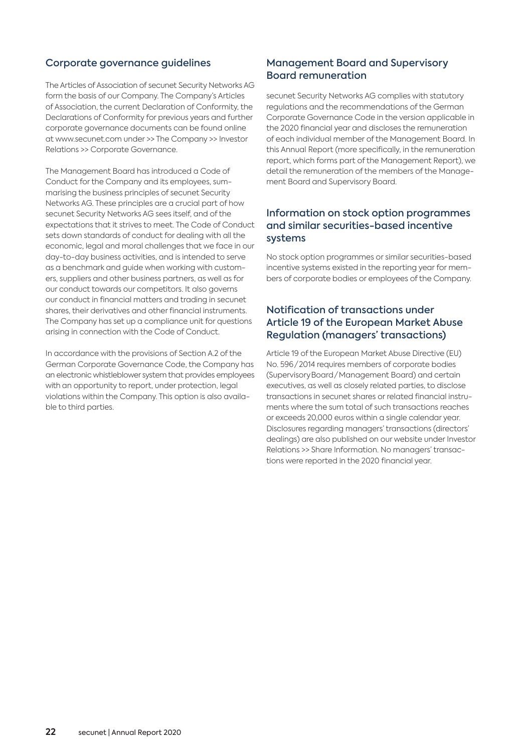## Corporate governance guidelines

The Articles of Association of secunet Security Networks AG form the basis of our Company. The Company's Articles of Association, the current Declaration of Conformity, the Declarations of Conformity for previous years and further corporate governance documents can be found online at www.secunet.com under >> The Company >> Investor Relations >> Corporate Governance.

The Management Board has introduced a Code of Conduct for the Company and its employees, summarising the business principles of secunet Security Networks AG. These principles are a crucial part of how secunet Security Networks AG sees itself, and of the expectations that it strives to meet. The Code of Conduct sets down standards of conduct for dealing with all the economic, legal and moral challenges that we face in our day-to-day business activities, and is intended to serve as a benchmark and guide when working with customers, suppliers and other business partners, as well as for our conduct towards our competitors. It also governs our conduct in financial matters and trading in secunet shares, their derivatives and other financial instruments. The Company has set up a compliance unit for questions arising in connection with the Code of Conduct.

In accordance with the provisions of Section A.2 of the German Corporate Governance Code, the Company has an electronic whistleblower system that provides employees with an opportunity to report, under protection, legal violations within the Company. This option is also available to third parties.

## Management Board and Supervisory Board remuneration

secunet Security Networks AG complies with statutory regulations and the recommendations of the German Corporate Governance Code in the version applicable in the 2020 financial year and discloses the remuneration of each individual member of the Management Board. In this Annual Report (more specifically, in the remuneration report, which forms part of the Management Report), we detail the remuneration of the members of the Management Board and Supervisory Board.

## Information on stock option programmes and similar securities-based incentive systems

No stock option programmes or similar securities-based incentive systems existed in the reporting year for members of corporate bodies or employees of the Company.

## Notification of transactions under Article 19 of the European Market Abuse Regulation (managers' transactions)

Article 19 of the European Market Abuse Directive (EU) No. 596/2014 requires members of corporate bodies (Supervisory Board/Management Board) and certain executives, as well as closely related parties, to disclose transactions in secunet shares or related financial instruments where the sum total of such transactions reaches or exceeds 20,000 euros within a single calendar year. Disclosures regarding managers' transactions (directors' dealings) are also published on our website under Investor Relations >> Share Information. No managers' transactions were reported in the 2020 financial year.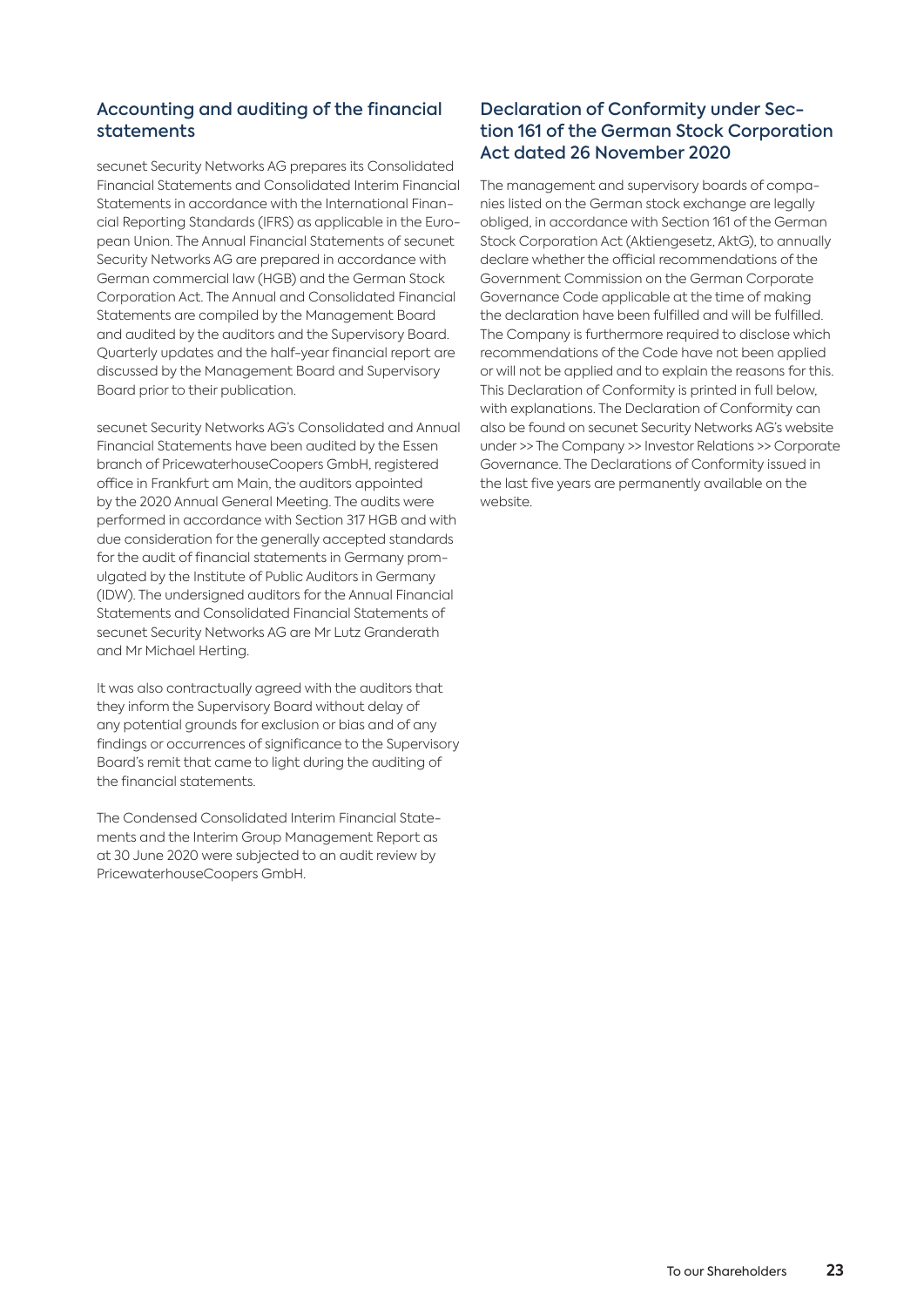## Accounting and auditing of the financial statements

secunet Security Networks AG prepares its Consolidated Financial Statements and Consolidated Interim Financial Statements in accordance with the International Financial Reporting Standards (IFRS) as applicable in the European Union. The Annual Financial Statements of secunet Security Networks AG are prepared in accordance with German commercial law (HGB) and the German Stock Corporation Act. The Annual and Consolidated Financial Statements are compiled by the Management Board and audited by the auditors and the Supervisory Board. Quarterly updates and the half-year financial report are discussed by the Management Board and Supervisory Board prior to their publication.

secunet Security Networks AG's Consolidated and Annual Financial Statements have been audited by the Essen branch of PricewaterhouseCoopers GmbH, registered office in Frankfurt am Main, the auditors appointed by the 2020 Annual General Meeting. The audits were performed in accordance with Section 317 HGB and with due consideration for the generally accepted standards for the audit of financial statements in Germany promulgated by the Institute of Public Auditors in Germany (IDW). The undersigned auditors for the Annual Financial Statements and Consolidated Financial Statements of secunet Security Networks AG are Mr Lutz Granderath and Mr Michael Herting.

It was also contractually agreed with the auditors that they inform the Supervisory Board without delay of any potential grounds for exclusion or bias and of any findings or occurrences of significance to the Supervisory Board's remit that came to light during the auditing of the financial statements.

The Condensed Consolidated Interim Financial Statements and the Interim Group Management Report as at 30 June 2020 were subjected to an audit review by PricewaterhouseCoopers GmbH.

## Declaration of Conformity under Section 161 of the German Stock Corporation Act dated 26 November 2020

The management and supervisory boards of companies listed on the German stock exchange are legally obliged, in accordance with Section 161 of the German Stock Corporation Act (Aktiengesetz, AktG), to annually declare whether the official recommendations of the Government Commission on the German Corporate Governance Code applicable at the time of making the declaration have been fulfilled and will be fulfilled. The Company is furthermore required to disclose which recommendations of the Code have not been applied or will not be applied and to explain the reasons for this. This Declaration of Conformity is printed in full below, with explanations. The Declaration of Conformity can also be found on secunet Security Networks AG's website under >> The Company >> Investor Relations >> Corporate Governance. The Declarations of Conformity issued in the last five years are permanently available on the website.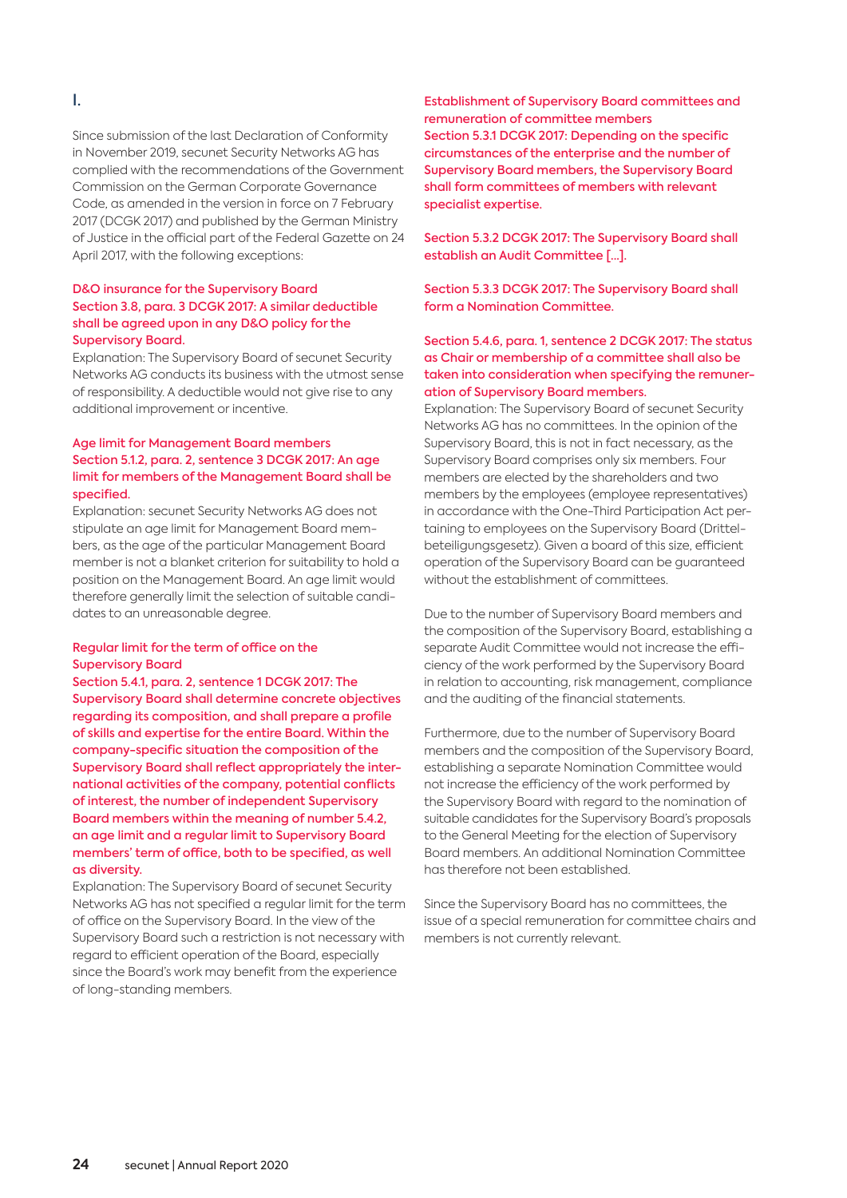I.

Since submission of the last Declaration of Conformity in November 2019, secunet Security Networks AG has complied with the recommendations of the Government Commission on the German Corporate Governance Code, as amended in the version in force on 7 February 2017 (DCGK 2017) and published by the German Ministry of Justice in the official part of the Federal Gazette on 24 April 2017, with the following exceptions:

**D&O insurance for the Supervisory Board**
**Section 3.8, para. 3 DCGK 2017: A similar deductible shall be agreed upon in any D&O policy for the Supervisory Board.**
Explanation: The Supervisory Board of secunet Security Networks AG conducts its business with the utmost sense of responsibility. A deductible would not give rise to any additional improvement or incentive.

**Age limit for Management Board members**
**Section 5.1.2, para. 2, sentence 3 DCGK 2017: An age limit for members of the Management Board shall be specified.**
Explanation: secunet Security Networks AG does not stipulate an age limit for Management Board members, as the age of the particular Management Board member is not a blanket criterion for suitability to hold a position on the Management Board. An age limit would therefore generally limit the selection of suitable candidates to an unreasonable degree.

**Regular limit for the term of office on the Supervisory Board**
**Section 5.4.1, para. 2, sentence 1 DCGK 2017: The Supervisory Board shall determine concrete objectives regarding its composition, and shall prepare a profile of skills and expertise for the entire Board. Within the company-specific situation the composition of the Supervisory Board shall reflect appropriately the international activities of the company, potential conflicts of interest, the number of independent Supervisory Board members within the meaning of number 5.4.2, an age limit and a regular limit to Supervisory Board members' term of office, both to be specified, as well as diversity.**
Explanation: The Supervisory Board of secunet Security Networks AG has not specified a regular limit for the term of office on the Supervisory Board. In the view of the Supervisory Board such a restriction is not necessary with regard to efficient operation of the Board, especially since the Board's work may benefit from the experience of long-standing members.

**Establishment of Supervisory Board committees and remuneration of committee members**
**Section 5.3.1 DCGK 2017: Depending on the specific circumstances of the enterprise and the number of Supervisory Board members, the Supervisory Board shall form committees of members with relevant specialist expertise.**

**Section 5.3.2 DCGK 2017: The Supervisory Board shall establish an Audit Committee […].**

**Section 5.3.3 DCGK 2017: The Supervisory Board shall form a Nomination Committee.**

**Section 5.4.6, para. 1, sentence 2 DCGK 2017: The status as Chair or membership of a committee shall also be taken into consideration when specifying the remuneration of Supervisory Board members.**
Explanation: The Supervisory Board of secunet Security Networks AG has no committees. In the opinion of the Supervisory Board, this is not in fact necessary, as the Supervisory Board comprises only six members. Four members are elected by the shareholders and two members by the employees (employee representatives) in accordance with the One-Third Participation Act pertaining to employees on the Supervisory Board (Drittelbeteiligungsgesetz). Given a board of this size, efficient operation of the Supervisory Board can be guaranteed without the establishment of committees.

Due to the number of Supervisory Board members and the composition of the Supervisory Board, establishing a separate Audit Committee would not increase the efficiency of the work performed by the Supervisory Board in relation to accounting, risk management, compliance and the auditing of the financial statements.

Furthermore, due to the number of Supervisory Board members and the composition of the Supervisory Board, establishing a separate Nomination Committee would not increase the efficiency of the work performed by the Supervisory Board with regard to the nomination of suitable candidates for the Supervisory Board's proposals to the General Meeting for the election of Supervisory Board members. An additional Nomination Committee has therefore not been established.

Since the Supervisory Board has no committees, the issue of a special remuneration for committee chairs and members is not currently relevant.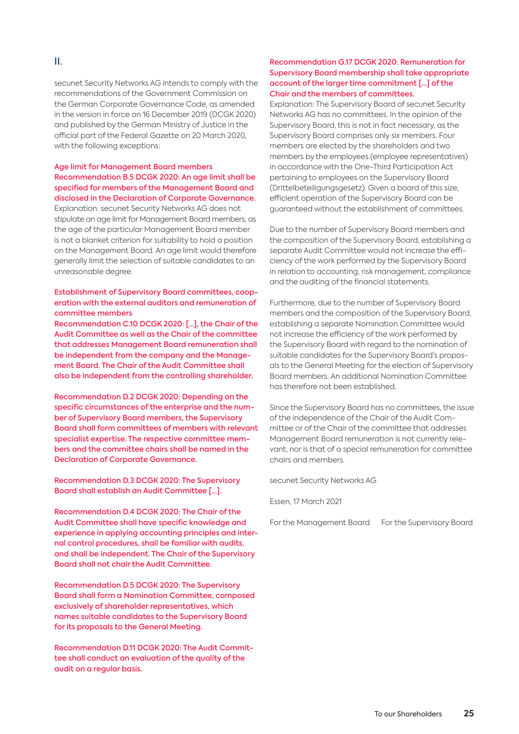## II.

secunet Security Networks AG intends to comply with the recommendations of the Government Commission on the German Corporate Governance Code, as amended in the version in force on 16 December 2019 (DCGK 2020) and published by the German Ministry of Justice in the official part of the Federal Gazette on 20 March 2020, with the following exceptions:

**Age limit for Management Board members**
**Recommendation B.5 DCGK 2020: An age limit shall be specified for members of the Management Board and disclosed in the Declaration of Corporate Governance.**
Explanation: secunet Security Networks AG does not stipulate an age limit for Management Board members, as the age of the particular Management Board member is not a blanket criterion for suitability to hold a position on the Management Board. An age limit would therefore generally limit the selection of suitable candidates to an unreasonable degree.

**Establishment of Supervisory Board committees, cooperation with the external auditors and remuneration of committee members**
**Recommendation C.10 DCGK 2020: […], the Chair of the Audit Committee as well as the Chair of the committee that addresses Management Board remuneration shall be independent from the company and the Management Board. The Chair of the Audit Committee shall also be independent from the controlling shareholder.**

**Recommendation D.2 DCGK 2020: Depending on the specific circumstances of the enterprise and the number of Supervisory Board members, the Supervisory Board shall form committees of members with relevant specialist expertise. The respective committee members and the committee chairs shall be named in the Declaration of Corporate Governance.**

**Recommendation D.3 DCGK 2020: The Supervisory Board shall establish an Audit Committee […].**

**Recommendation D.4 DCGK 2020: The Chair of the Audit Committee shall have specific knowledge and experience in applying accounting principles and internal control procedures, shall be familiar with audits, and shall be independent. The Chair of the Supervisory Board shall not chair the Audit Committee.**

**Recommendation D.5 DCGK 2020: The Supervisory Board shall form a Nomination Committee, composed exclusively of shareholder representatives, which names suitable candidates to the Supervisory Board for its proposals to the General Meeting.**

**Recommendation D.11 DCGK 2020: The Audit Committee shall conduct an evaluation of the quality of the audit on a regular basis.**

**Recommendation G.17 DCGK 2020: Remuneration for Supervisory Board membership shall take appropriate account of the larger time commitment […] of the Chair and the members of committees.**
Explanation: The Supervisory Board of secunet Security Networks AG has no committees. In the opinion of the Supervisory Board, this is not in fact necessary, as the Supervisory Board comprises only six members. Four members are elected by the shareholders and two members by the employees (employee representatives) in accordance with the One-Third Participation Act pertaining to employees on the Supervisory Board (Drittelbeteiligungsgesetz). Given a board of this size, efficient operation of the Supervisory Board can be guaranteed without the establishment of committees.

Due to the number of Supervisory Board members and the composition of the Supervisory Board, establishing a separate Audit Committee would not increase the efficiency of the work performed by the Supervisory Board in relation to accounting, risk management, compliance and the auditing of the financial statements.

Furthermore, due to the number of Supervisory Board members and the composition of the Supervisory Board, establishing a separate Nomination Committee would not increase the efficiency of the work performed by the Supervisory Board with regard to the nomination of suitable candidates for the Supervisory Board's proposals to the General Meeting for the election of Supervisory Board members. An additional Nomination Committee has therefore not been established.

Since the Supervisory Board has no committees, the issue of the independence of the Chair of the Audit Committee or of the Chair of the committee that addresses Management Board remuneration is not currently relevant, nor is that of a special remuneration for committee chairs and members.

secunet Security Networks AG

Essen, 17 March 2021

For the Management Board  For the Supervisory Board